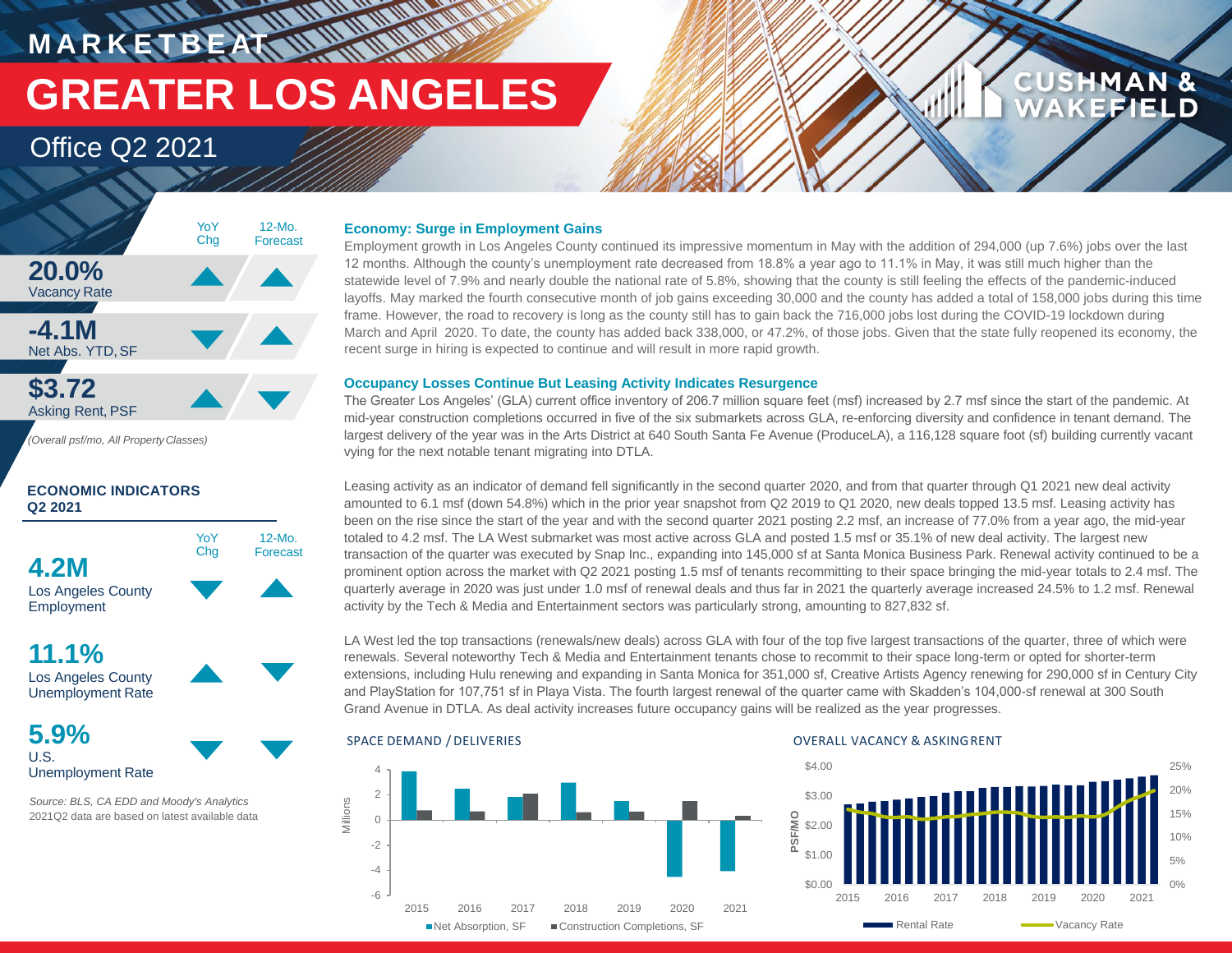# MARKETBEAT

# GREATER LOS ANGELES

## Office Q2 2021

| | YoY Chg | 12-Mo. Forecast |
|---|---|---|
| **20.0%** Vacancy Rate | ▲ | ▲ |
| **-4.1M** Net Abs. YTD, SF | ▼ | ▲ |
| **$3.72** Asking Rent, PSF | ▲ | ▼ |

*(Overall psf/mo, All Property Classes)*

### ECONOMIC INDICATORS Q2 2021

| | YoY Chg | 12-Mo. Forecast |
|---|---|---|
| **4.2M** Los Angeles County Employment | ▼ | ▲ |
| **11.1%** Los Angeles County Unemployment Rate | ▲ | ▼ |
| **5.9%** U.S. Unemployment Rate | ▼ | ▼ |

*Source: BLS, CA EDD and Moody's Analytics*
2021Q2 data are based on latest available data

### Economy: Surge in Employment Gains

Employment growth in Los Angeles County continued its impressive momentum in May with the addition of 294,000 (up 7.6%) jobs over the last 12 months. Although the county's unemployment rate decreased from 18.8% a year ago to 11.1% in May, it was still much higher than the statewide level of 7.9% and nearly double the national rate of 5.8%, showing that the county is still feeling the effects of the pandemic-induced layoffs. May marked the fourth consecutive month of job gains exceeding 30,000 and the county has added a total of 158,000 jobs during this time frame. However, the road to recovery is long as the county still has to gain back the 716,000 jobs lost during the COVID-19 lockdown during March and April 2020. To date, the county has added back 338,000, or 47.2%, of those jobs. Given that the state fully reopened its economy, the recent surge in hiring is expected to continue and will result in more rapid growth.

### Occupancy Losses Continue But Leasing Activity Indicates Resurgence

The Greater Los Angeles' (GLA) current office inventory of 206.7 million square feet (msf) increased by 2.7 msf since the start of the pandemic. At mid-year construction completions occurred in five of the six submarkets across GLA, re-enforcing diversity and confidence in tenant demand. The largest delivery of the year was in the Arts District at 640 South Santa Fe Avenue (ProduceLA), a 116,128 square foot (sf) building currently vacant vying for the next notable tenant migrating into DTLA.

Leasing activity as an indicator of demand fell significantly in the second quarter 2020, and from that quarter through Q1 2021 new deal activity amounted to 6.1 msf (down 54.8%) which in the prior year snapshot from Q2 2019 to Q1 2020, new deals topped 13.5 msf. Leasing activity has been on the rise since the start of the year and with the second quarter 2021 posting 2.2 msf, an increase of 77.0% from a year ago, the mid-year totaled to 4.2 msf. The LA West submarket was most active across GLA and posted 1.5 msf or 35.1% of new deal activity. The largest new transaction of the quarter was executed by Snap Inc., expanding into 145,000 sf at Santa Monica Business Park. Renewal activity continued to be a prominent option across the market with Q2 2021 posting 1.5 msf of tenants recommitting to their space bringing the mid-year totals to 2.4 msf. The quarterly average in 2020 was just under 1.0 msf of renewal deals and thus far in 2021 the quarterly average increased 24.5% to 1.2 msf. Renewal activity by the Tech & Media and Entertainment sectors was particularly strong, amounting to 827,832 sf.

LA West led the top transactions (renewals/new deals) across GLA with four of the top five largest transactions of the quarter, three of which were renewals. Several noteworthy Tech & Media and Entertainment tenants chose to recommit to their space long-term or opted for shorter-term extensions, including Hulu renewing and expanding in Santa Monica for 351,000 sf, Creative Artists Agency renewing for 290,000 sf in Century City and PlayStation for 107,751 sf in Playa Vista. The fourth largest renewal of the quarter came with Skadden's 104,000-sf renewal at 300 South Grand Avenue in DTLA. As deal activity increases future occupancy gains will be realized as the year progresses.

SPACE DEMAND / DELIVERIES

OVERALL VACANCY & ASKING RENT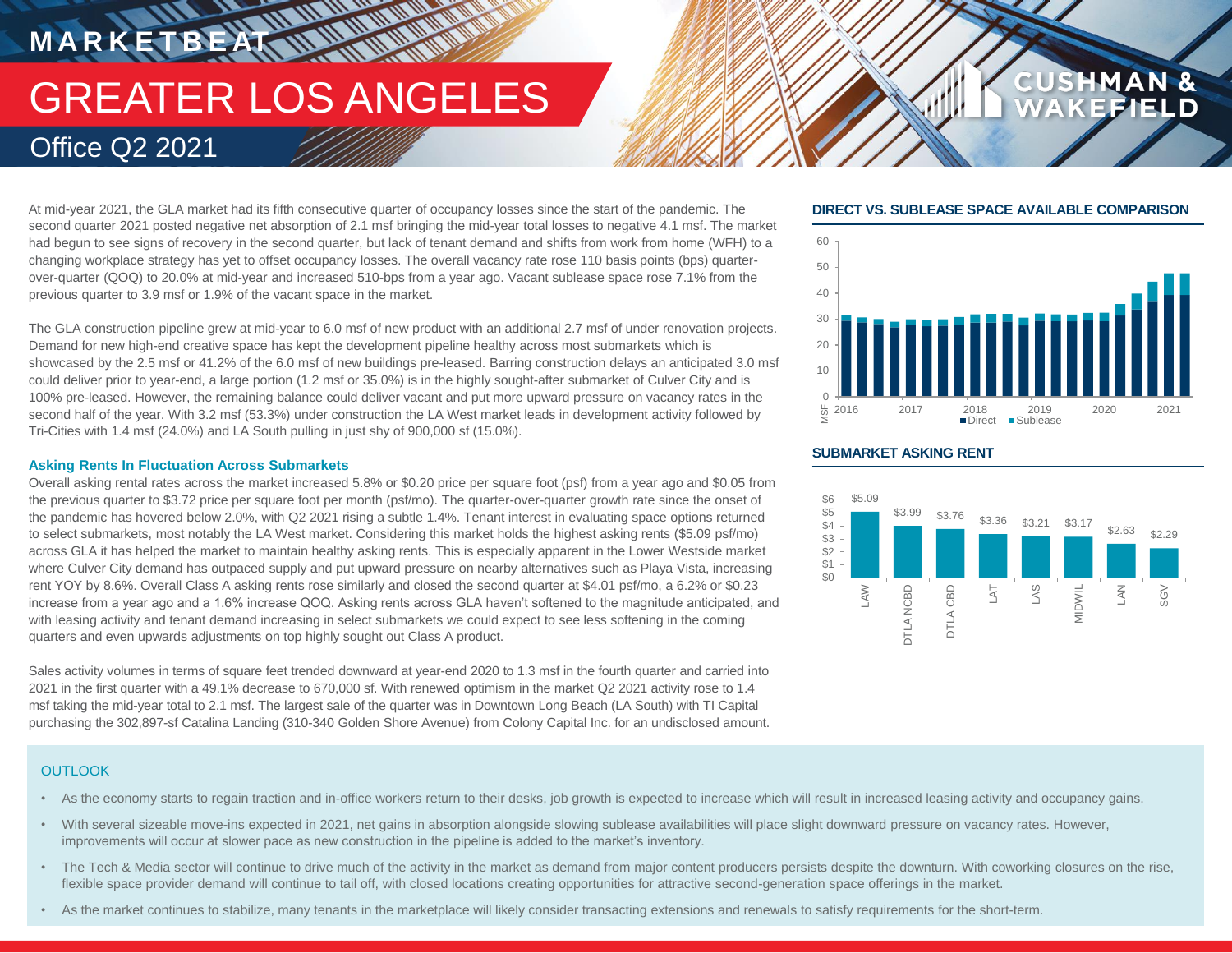# MARKETBEAT

# GREATER LOS ANGELES

## Office Q2 2021

At mid-year 2021, the GLA market had its fifth consecutive quarter of occupancy losses since the start of the pandemic. The second quarter 2021 posted negative net absorption of 2.1 msf bringing the mid-year total losses to negative 4.1 msf. The market had begun to see signs of recovery in the second quarter, but lack of tenant demand and shifts from work from home (WFH) to a changing workplace strategy has yet to offset occupancy losses. The overall vacancy rate rose 110 basis points (bps) quarter-over-quarter (QOQ) to 20.0% at mid-year and increased 510-bps from a year ago. Vacant sublease space rose 7.1% from the previous quarter to 3.9 msf or 1.9% of the vacant space in the market.

The GLA construction pipeline grew at mid-year to 6.0 msf of new product with an additional 2.7 msf of under renovation projects. Demand for new high-end creative space has kept the development pipeline healthy across most submarkets which is showcased by the 2.5 msf or 41.2% of the 6.0 msf of new buildings pre-leased. Barring construction delays an anticipated 3.0 msf could deliver prior to year-end, a large portion (1.2 msf or 35.0%) is in the highly sought-after submarket of Culver City and is 100% pre-leased. However, the remaining balance could deliver vacant and put more upward pressure on vacancy rates in the second half of the year. With 3.2 msf (53.3%) under construction the LA West market leads in development activity followed by Tri-Cities with 1.4 msf (24.0%) and LA South pulling in just shy of 900,000 sf (15.0%).

### Asking Rents In Fluctuation Across Submarkets

Overall asking rental rates across the market increased 5.8% or $0.20 price per square foot (psf) from a year ago and $0.05 from the previous quarter to $3.72 price per square foot per month (psf/mo). The quarter-over-quarter growth rate since the onset of the pandemic has hovered below 2.0%, with Q2 2021 rising a subtle 1.4%. Tenant interest in evaluating space options returned to select submarkets, most notably the LA West market. Considering this market holds the highest asking rents ($5.09 psf/mo) across GLA it has helped the market to maintain healthy asking rents. This is especially apparent in the Lower Westside market where Culver City demand has outpaced supply and put upward pressure on nearby alternatives such as Playa Vista, increasing rent YOY by 8.6%. Overall Class A asking rents rose similarly and closed the second quarter at $4.01 psf/mo, a 6.2% or $0.23 increase from a year ago and a 1.6% increase QOQ. Asking rents across GLA haven't softened to the magnitude anticipated, and with leasing activity and tenant demand increasing in select submarkets we could expect to see less softening in the coming quarters and even upwards adjustments on top highly sought out Class A product.

Sales activity volumes in terms of square feet trended downward at year-end 2020 to 1.3 msf in the fourth quarter and carried into 2021 in the first quarter with a 49.1% decrease to 670,000 sf. With renewed optimism in the market Q2 2021 activity rose to 1.4 msf taking the mid-year total to 2.1 msf. The largest sale of the quarter was in Downtown Long Beach (LA South) with TI Capital purchasing the 302,897-sf Catalina Landing (310-340 Golden Shore Avenue) from Colony Capital Inc. for an undisclosed amount.

**DIRECT VS. SUBLEASE SPACE AVAILABLE COMPARISON**

**SUBMARKET ASKING RENT**

| Submarket | Asking Rent |
|---|---|
| LAW | $5.09 |
| DTLA NCBD | $3.99 |
| DTLA CBD | $3.76 |
| LAT | $3.36 |
| LAS | $3.21 |
| MIDWIL | $3.17 |
| LAN | $2.63 |
| SGV | $2.29 |

### OUTLOOK

- As the economy starts to regain traction and in-office workers return to their desks, job growth is expected to increase which will result in increased leasing activity and occupancy gains.
- With several sizeable move-ins expected in 2021, net gains in absorption alongside slowing sublease availabilities will place slight downward pressure on vacancy rates. However, improvements will occur at slower pace as new construction in the pipeline is added to the market's inventory.
- The Tech & Media sector will continue to drive much of the activity in the market as demand from major content producers persists despite the downturn. With coworking closures on the rise, flexible space provider demand will continue to tail off, with closed locations creating opportunities for attractive second-generation space offerings in the market.
- As the market continues to stabilize, many tenants in the marketplace will likely consider transacting extensions and renewals to satisfy requirements for the short-term.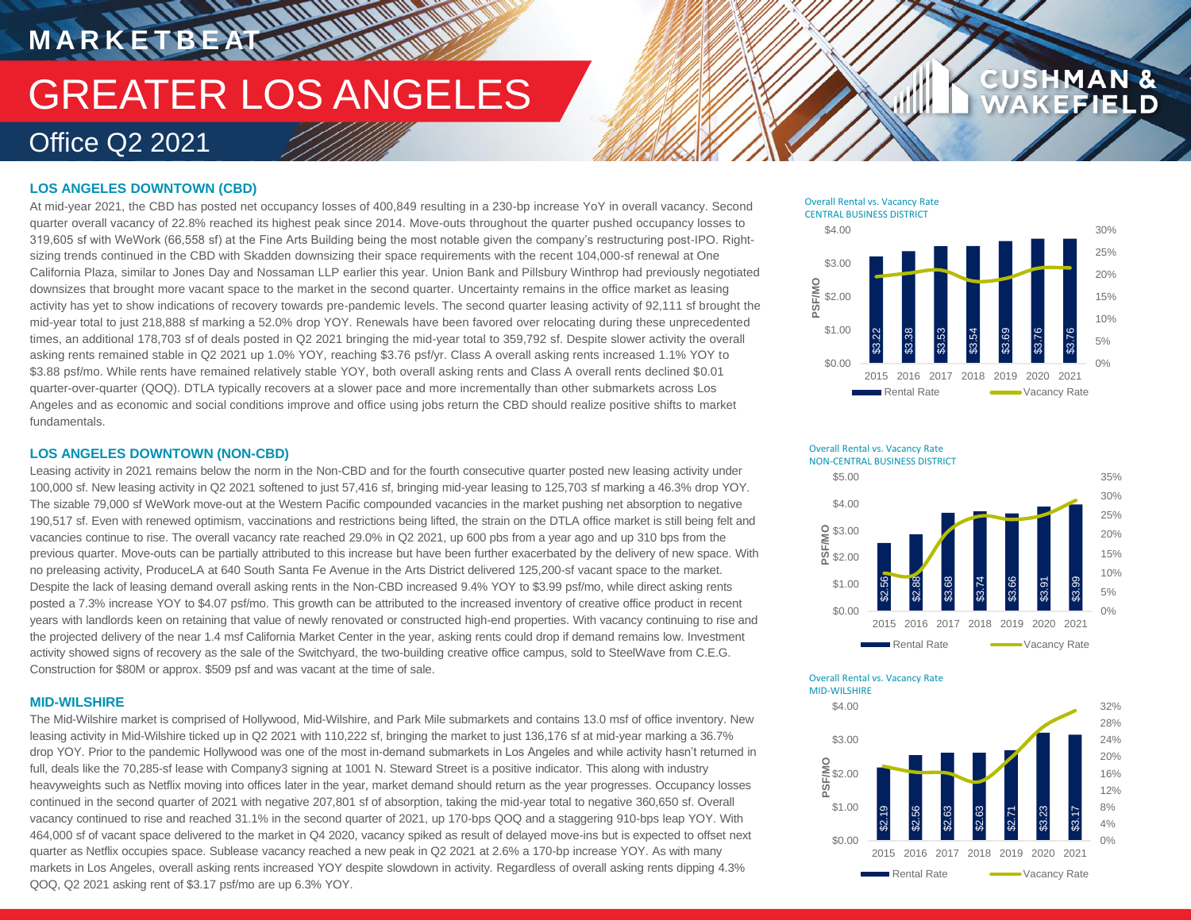# MARKETBEAT

# GREATER LOS ANGELES

## Office Q2 2021

### LOS ANGELES DOWNTOWN (CBD)

At mid-year 2021, the CBD has posted net occupancy losses of 400,849 resulting in a 230-bp increase YoY in overall vacancy. Second quarter overall vacancy of 22.8% reached its highest peak since 2014. Move-outs throughout the quarter pushed occupancy losses to 319,605 sf with WeWork (66,558 sf) at the Fine Arts Building being the most notable given the company's restructuring post-IPO. Right-sizing trends continued in the CBD with Skadden downsizing their space requirements with the recent 104,000-sf renewal at One California Plaza, similar to Jones Day and Nossaman LLP earlier this year. Union Bank and Pillsbury Winthrop had previously negotiated downsizes that brought more vacant space to the market in the second quarter. Uncertainty remains in the office market as leasing activity has yet to show indications of recovery towards pre-pandemic levels. The second quarter leasing activity of 92,111 sf brought the mid-year total to just 218,888 sf marking a 52.0% drop YOY. Renewals have been favored over relocating during these unprecedented times, an additional 178,703 sf of deals posted in Q2 2021 bringing the mid-year total to 359,792 sf. Despite slower activity the overall asking rents remained stable in Q2 2021 up 1.0% YOY, reaching $3.76 psf/yr. Class A overall asking rents increased 1.1% YOY to $3.88 psf/mo. While rents have remained relatively stable YOY, both overall asking rents and Class A overall rents declined $0.01 quarter-over-quarter (QOQ). DTLA typically recovers at a slower pace and more incrementally than other submarkets across Los Angeles and as economic and social conditions improve and office using jobs return the CBD should realize positive shifts to market fundamentals.

**Overall Rental vs. Vacancy Rate**
**CENTRAL BUSINESS DISTRICT**

| Year | Rental Rate (PSF/MO) |
|---|---|
| 2015 | $3.22 |
| 2016 | $3.38 |
| 2017 | $3.53 |
| 2018 | $3.54 |
| 2019 | $3.69 |
| 2020 | $3.76 |
| 2021 | $3.76 |

Rental Rate / Vacancy Rate

### LOS ANGELES DOWNTOWN (NON-CBD)

Leasing activity in 2021 remains below the norm in the Non-CBD and for the fourth consecutive quarter posted new leasing activity under 100,000 sf. New leasing activity in Q2 2021 softened to just 57,416 sf, bringing mid-year leasing to 125,703 sf marking a 46.3% drop YOY. The sizable 79,000 sf WeWork move-out at the Western Pacific compounded vacancies in the market pushing net absorption to negative 190,517 sf. Even with renewed optimism, vaccinations and restrictions being lifted, the strain on the DTLA office market is still being felt and vacancies continue to rise. The overall vacancy rate reached 29.0% in Q2 2021, up 600 pbs from a year ago and up 310 bps from the previous quarter. Move-outs can be partially attributed to this increase but have been further exacerbated by the delivery of new space. With no preleasing activity, ProduceLA at 640 South Santa Fe Avenue in the Arts District delivered 125,200-sf vacant space to the market. Despite the lack of leasing demand overall asking rents in the Non-CBD increased 9.4% YOY to $3.99 psf/mo, while direct asking rents posted a 7.3% increase YOY to $4.07 psf/mo. This growth can be attributed to the increased inventory of creative office product in recent years with landlords keen on retaining that value of newly renovated or constructed high-end properties. With vacancy continuing to rise and the projected delivery of the near 1.4 msf California Market Center in the year, asking rents could drop if demand remains low. Investment activity showed signs of recovery as the sale of the Switchyard, the two-building creative office campus, sold to SteelWave from C.E.G. Construction for $80M or approx. $509 psf and was vacant at the time of sale.

**Overall Rental vs. Vacancy Rate**
**NON-CENTRAL BUSINESS DISTRICT**

| Year | Rental Rate (PSF/MO) |
|---|---|
| 2015 | $2.56 |
| 2016 | $2.88 |
| 2017 | $3.68 |
| 2018 | $3.74 |
| 2019 | $3.66 |
| 2020 | $3.91 |
| 2021 | $3.99 |

Rental Rate / Vacancy Rate

### MID-WILSHIRE

The Mid-Wilshire market is comprised of Hollywood, Mid-Wilshire, and Park Mile submarkets and contains 13.0 msf of office inventory. New leasing activity in Mid-Wilshire ticked up in Q2 2021 with 110,222 sf, bringing the market to just 136,176 sf at mid-year marking a 36.7% drop YOY. Prior to the pandemic Hollywood was one of the most in-demand submarkets in Los Angeles and while activity hasn't returned in full, deals like the 70,285-sf lease with Company3 signing at 1001 N. Steward Street is a positive indicator. This along with industry heavyweights such as Netflix moving into offices later in the year, market demand should return as the year progresses. Occupancy losses continued in the second quarter of 2021 with negative 207,801 sf of absorption, taking the mid-year total to negative 360,650 sf. Overall vacancy continued to rise and reached 31.1% in the second quarter of 2021, up 170-bps QOQ and a staggering 910-bps leap YOY. With 464,000 sf of vacant space delivered to the market in Q4 2020, vacancy spiked as result of delayed move-ins but is expected to offset next quarter as Netflix occupies space. Sublease vacancy reached a new peak in Q2 2021 at 2.6% a 170-bp increase YOY. As with many markets in Los Angeles, overall asking rents increased YOY despite slowdown in activity. Regardless of overall asking rents dipping 4.3% QOQ, Q2 2021 asking rent of $3.17 psf/mo are up 6.3% YOY.

**Overall Rental vs. Vacancy Rate**
**MID-WILSHIRE**

| Year | Rental Rate (PSF/MO) |
|---|---|
| 2015 | $2.19 |
| 2016 | $2.56 |
| 2017 | $2.63 |
| 2018 | $2.63 |
| 2019 | $2.71 |
| 2020 | $3.23 |
| 2021 | $3.17 |

Rental Rate / Vacancy Rate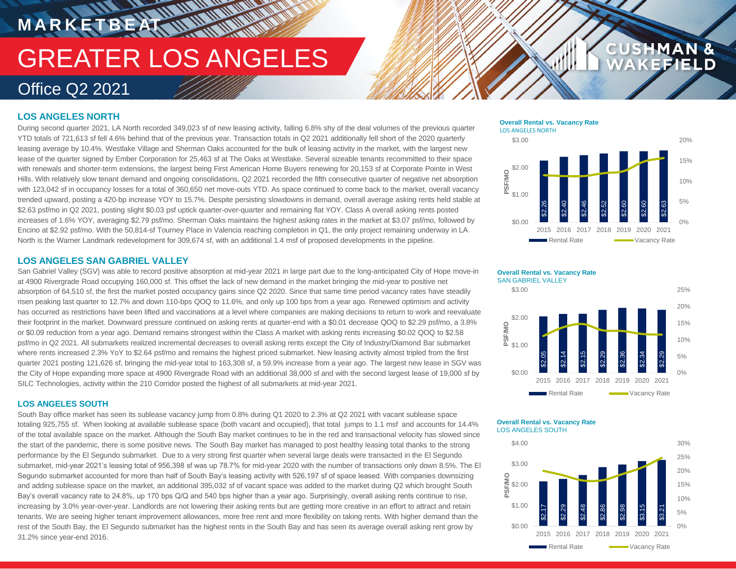# MARKETBEAT

# GREATER LOS ANGELES

## Office Q2 2021

### LOS ANGELES NORTH

During second quarter 2021, LA North recorded 349,023 sf of new leasing activity, falling 6.8% shy of the deal volumes of the previous quarter YTD totals of 721,613 sf fell 4.6% behind that of the previous year. Transaction totals in Q2 2021 additionally fell short of the 2020 quarterly leasing average by 10.4%. Westlake Village and Sherman Oaks accounted for the bulk of leasing activity in the market, with the largest new lease of the quarter signed by Ember Corporation for 25,463 sf at The Oaks at Westlake. Several sizeable tenants recommitted to their space with renewals and shorter-term extensions, the largest being First American Home Buyers renewing for 20,153 sf at Corporate Pointe in West Hills. With relatively slow tenant demand and ongoing consolidations, Q2 2021 recorded the fifth consecutive quarter of negative net absorption with 123,042 sf in occupancy losses for a total of 360,650 net move-outs YTD. As space continued to come back to the market, overall vacancy trended upward, posting a 420-bp increase YOY to 15.7%. Despite persisting slowdowns in demand, overall average asking rents held stable at $2.63 psf/mo in Q2 2021, posting slight $0.03 psf uptick quarter-over-quarter and remaining flat YOY. Class A overall asking rents posted increases of 1.6% YOY, averaging $2.79 psf/mo. Sherman Oaks maintains the highest asking rates in the market at $3.07 psf/mo, followed by Encino at $2.92 psf/mo. With the 50,814-sf Tourney Place in Valencia reaching completion in Q1, the only project remaining underway in LA North is the Warner Landmark redevelopment for 309,674 sf, with an additional 1.4 msf of proposed developments in the pipeline.

**Overall Rental vs. Vacancy Rate**
LOS ANGELES NORTH

| Year | Rental Rate (PSF/MO) |
|---|---|
| 2015 | $2.26 |
| 2016 | $2.40 |
| 2017 | $2.46 |
| 2018 | $2.52 |
| 2019 | $2.60 |
| 2020 | $2.60 |
| 2021 | $2.63 |

### LOS ANGELES SAN GABRIEL VALLEY

San Gabriel Valley (SGV) was able to record positive absorption at mid-year 2021 in large part due to the long-anticipated City of Hope move-in at 4900 Rivergrade Road occupying 160,000 sf. This offset the lack of new demand in the market bringing the mid-year to positive net absorption of 64,510 sf, the first the market posted occupancy gains since Q2 2020. Since that same time period vacancy rates have steadily risen peaking last quarter to 12.7% and down 110-bps QOQ to 11.6%, and only up 100 bps from a year ago. Renewed optimism and activity has occurred as restrictions have been lifted and vaccinations at a level where companies are making decisions to return to work and reevaluate their footprint in the market. Downward pressure continued on asking rents at quarter-end with a $0.01 decrease QOQ to $2.29 psf/mo, a 3.8% or $0.09 reduction from a year ago. Demand remains strongest within the Class A market with asking rents increasing $0.02 QOQ to $2.58 psf/mo in Q2 2021. All submarkets realized incremental decreases to overall asking rents except the City of Industry/Diamond Bar submarket where rents increased 2.3% YoY to $2.64 psf/mo and remains the highest priced submarket. New leasing activity almost tripled from the first quarter 2021 posting 121,626 sf, bringing the mid-year total to 163,308 sf, a 59.9% increase from a year ago. The largest new lease in SGV was the City of Hope expanding more space at 4900 Rivergrade Road with an additional 38,000 sf and with the second largest lease of 19,000 sf by SILC Technologies, activity within the 210 Corridor posted the highest of all submarkets at mid-year 2021.

**Overall Rental vs. Vacancy Rate**
SAN GABRIEL VALLEY

| Year | Rental Rate (PSF/MO) |
|---|---|
| 2015 | $2.05 |
| 2016 | $2.14 |
| 2017 | $2.15 |
| 2018 | $2.29 |
| 2019 | $2.36 |
| 2020 | $2.34 |
| 2021 | $2.29 |

### LOS ANGELES SOUTH

South Bay office market has seen its sublease vacancy jump from 0.8% during Q1 2020 to 2.3% at Q2 2021 with vacant sublease space totaling 925,755 sf. When looking at available sublease space (both vacant and occupied), that total jumps to 1.1 msf and accounts for 14.4% of the total available space on the market. Although the South Bay market continues to be in the red and transactional velocity has slowed since the start of the pandemic, there is some positive news. The South Bay market has managed to post healthy leasing total thanks to the strong performance by the El Segundo submarket. Due to a very strong first quarter when several large deals were transacted in the El Segundo submarket, mid-year 2021's leasing total of 956,398 sf was up 78.7% for mid-year 2020 with the number of transactions only down 8.5%. The El Segundo submarket accounted for more than half of South Bay's leasing activity with 526,197 sf of space leased. With companies downsizing and adding sublease space on the market, an additional 395,032 sf of vacant space was added to the market during Q2 which brought South Bay's overall vacancy rate to 24.8%, up 170 bps Q/Q and 540 bps higher than a year ago. Surprisingly, overall asking rents continue to rise, increasing by 3.0% year-over-year. Landlords are not lowering their asking rents but are getting more creative in an effort to attract and retain tenants. We are seeing higher tenant improvement allowances, more free rent and more flexibility on taking rents. With higher demand than the rest of the South Bay, the El Segundo submarket has the highest rents in the South Bay and has seen its average overall asking rent grow by 31.2% since year-end 2016.

**Overall Rental vs. Vacancy Rate**
LOS ANGELES SOUTH

| Year | Rental Rate (PSF/MO) |
|---|---|
| 2015 | $2.17 |
| 2016 | $2.29 |
| 2017 | $2.48 |
| 2018 | $2.86 |
| 2019 | $2.98 |
| 2020 | $3.15 |
| 2021 | $3.21 |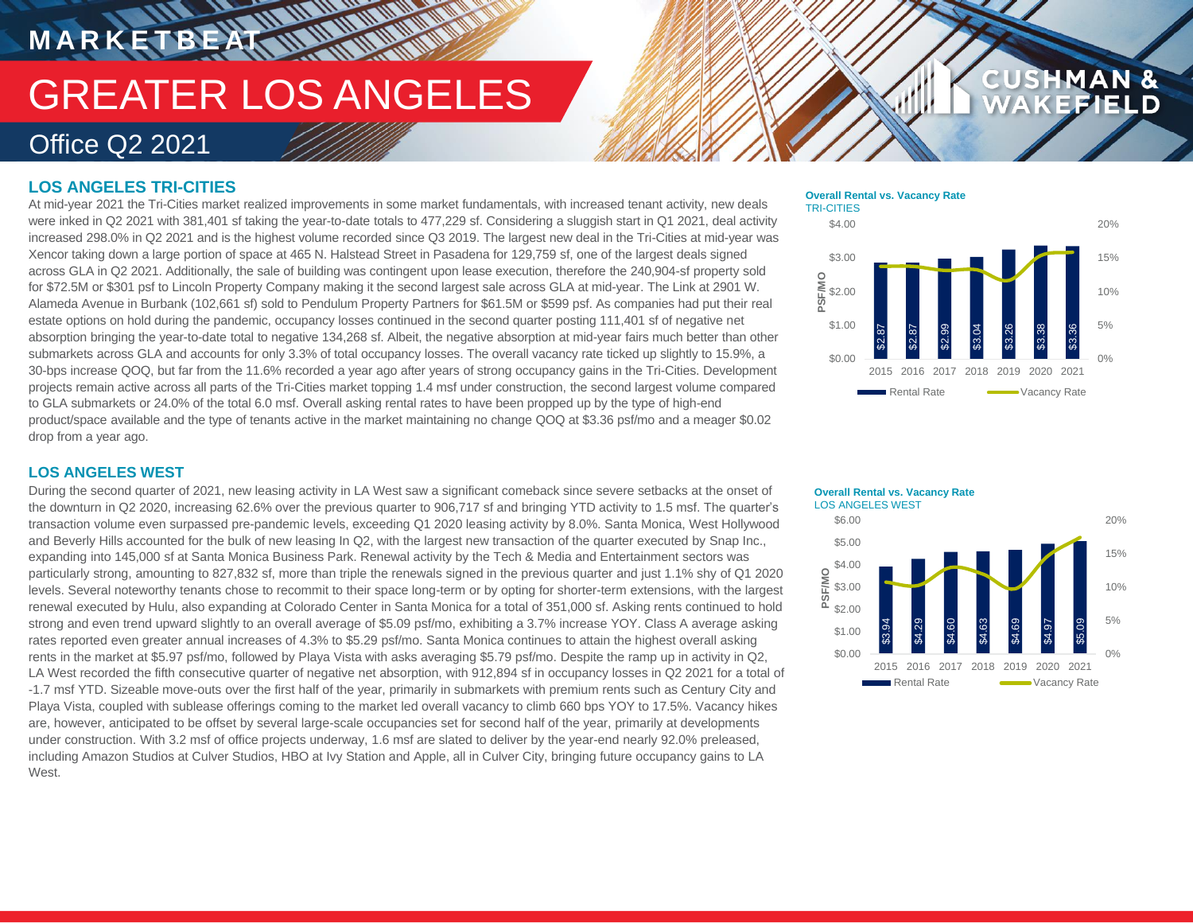# MARKETBEAT

# GREATER LOS ANGELES

## Office Q2 2021

### LOS ANGELES TRI-CITIES

At mid-year 2021 the Tri-Cities market realized improvements in some market fundamentals, with increased tenant activity, new deals were inked in Q2 2021 with 381,401 sf taking the year-to-date totals to 477,229 sf. Considering a sluggish start in Q1 2021, deal activity increased 298.0% in Q2 2021 and is the highest volume recorded since Q3 2019. The largest new deal in the Tri-Cities at mid-year was Xencor taking down a large portion of space at 465 N. Halstead Street in Pasadena for 129,759 sf, one of the largest deals signed across GLA in Q2 2021. Additionally, the sale of building was contingent upon lease execution, therefore the 240,904-sf property sold for $72.5M or $301 psf to Lincoln Property Company making it the second largest sale across GLA at mid-year. The Link at 2901 W. Alameda Avenue in Burbank (102,661 sf) sold to Pendulum Property Partners for $61.5M or $599 psf. As companies had put their real estate options on hold during the pandemic, occupancy losses continued in the second quarter posting 111,401 sf of negative net absorption bringing the year-to-date total to negative 134,268 sf. Albeit, the negative absorption at mid-year fairs much better than other submarkets across GLA and accounts for only 3.3% of total occupancy losses. The overall vacancy rate ticked up slightly to 15.9%, a 30-bps increase QOQ, but far from the 11.6% recorded a year ago after years of strong occupancy gains in the Tri-Cities. Development projects remain active across all parts of the Tri-Cities market topping 1.4 msf under construction, the second largest volume compared to GLA submarkets or 24.0% of the total 6.0 msf. Overall asking rental rates to have been propped up by the type of high-end product/space available and the type of tenants active in the market maintaining no change QOQ at $3.36 psf/mo and a meager $0.02 drop from a year ago.

**Overall Rental vs. Vacancy Rate**
TRI-CITIES

| Year | Rental Rate (PSF/MO) |
|---|---|
| 2015 | $2.87 |
| 2016 | $2.87 |
| 2017 | $2.99 |
| 2018 | $3.04 |
| 2019 | $3.26 |
| 2020 | $3.38 |
| 2021 | $3.36 |

### LOS ANGELES WEST

During the second quarter of 2021, new leasing activity in LA West saw a significant comeback since severe setbacks at the onset of the downturn in Q2 2020, increasing 62.6% over the previous quarter to 906,717 sf and bringing YTD activity to 1.5 msf. The quarter's transaction volume even surpassed pre-pandemic levels, exceeding Q1 2020 leasing activity by 8.0%. Santa Monica, West Hollywood and Beverly Hills accounted for the bulk of new leasing In Q2, with the largest new transaction of the quarter executed by Snap Inc., expanding into 145,000 sf at Santa Monica Business Park. Renewal activity by the Tech & Media and Entertainment sectors was particularly strong, amounting to 827,832 sf, more than triple the renewals signed in the previous quarter and just 1.1% shy of Q1 2020 levels. Several noteworthy tenants chose to recommit to their space long-term or by opting for shorter-term extensions, with the largest renewal executed by Hulu, also expanding at Colorado Center in Santa Monica for a total of 351,000 sf. Asking rents continued to hold strong and even trend upward slightly to an overall average of $5.09 psf/mo, exhibiting a 3.7% increase YOY. Class A average asking rates reported even greater annual increases of 4.3% to $5.29 psf/mo. Santa Monica continues to attain the highest overall asking rents in the market at $5.97 psf/mo, followed by Playa Vista with asks averaging $5.79 psf/mo. Despite the ramp up in activity in Q2, LA West recorded the fifth consecutive quarter of negative net absorption, with 912,894 sf in occupancy losses in Q2 2021 for a total of -1.7 msf YTD. Sizeable move-outs over the first half of the year, primarily in submarkets with premium rents such as Century City and Playa Vista, coupled with sublease offerings coming to the market led overall vacancy to climb 660 bps YOY to 17.5%. Vacancy hikes are, however, anticipated to be offset by several large-scale occupancies set for second half of the year, primarily at developments under construction. With 3.2 msf of office projects underway, 1.6 msf are slated to deliver by the year-end nearly 92.0% preleased, including Amazon Studios at Culver Studios, HBO at Ivy Station and Apple, all in Culver City, bringing future occupancy gains to LA West.

**Overall Rental vs. Vacancy Rate**
LOS ANGELES WEST

| Year | Rental Rate (PSF/MO) |
|---|---|
| 2015 | $3.94 |
| 2016 | $4.29 |
| 2017 | $4.60 |
| 2018 | $4.63 |
| 2019 | $4.69 |
| 2020 | $4.97 |
| 2021 | $5.09 |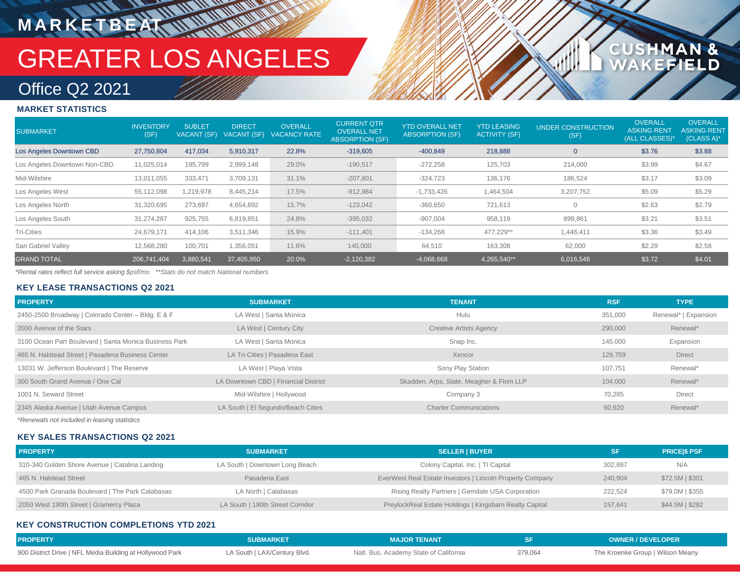# MARKETBEAT

# GREATER LOS ANGELES

## Office Q2 2021

### MARKET STATISTICS

| SUBMARKET | INVENTORY (SF) | SUBLET VACANT (SF) | DIRECT VACANT (SF) | OVERALL VACANCY RATE | CURRENT QTR OVERALL NET ABSORPTION (SF) | YTD OVERALL NET ABSORPTION (SF) | YTD LEASING ACTIVITY (SF) | UNDER CONSTRUCTION (SF) | OVERALL ASKING RENT (ALL CLASSES)* | OVERALL ASKING RENT (CLASS A)* |
|---|---|---|---|---|---|---|---|---|---|---|
| Los Angeles Downtown CBD | 27,750,804 | 417,034 | 5,910,317 | 22.8% | -319,605 | -400,849 | 218,888 | 0 | $3.76 | $3.88 |
| Los Angeles Downtown Non-CBD | 11,025,014 | 195,799 | 2,999,148 | 29.0% | -190,517 | -272,258 | 125,703 | 214,000 | $3.99 | $4.67 |
| Mid-Wilshire | 13,011,055 | 333,471 | 3,709,131 | 31.1% | -207,801 | -324,723 | 136,176 | 186,524 | $3.17 | $3.09 |
| Los Angeles West | 55,112,098 | 1,219,978 | 8,445,214 | 17.5% | -912,984 | -1,733,426 | 1,464,504 | 3,207,752 | $5.09 | $5.29 |
| Los Angeles North | 31,320,695 | 273,697 | 4,654,892 | 15.7% | -123,042 | -360,650 | 721,613 | 0 | $2.63 | $2.79 |
| Los Angeles South | 31,274,287 | 925,755 | 6,819,851 | 24.8% | -395,032 | -907,004 | 958,119 | 899,861 | $3.21 | $3.51 |
| Tri-Cities | 24,679,171 | 414,106 | 3,511,346 | 15.9% | -111,401 | -134,268 | 477,229** | 1,446,411 | $3.36 | $3.49 |
| San Gabriel Valley | 12,568,280 | 100,701 | 1,356,051 | 11.6% | 140,000 | 64,510 | 163,308 | 62,000 | $2.29 | $2.58 |
| GRAND TOTAL | 206,741,404 | 3,880,541 | 37,405,950 | 20.0% | -2,120,382 | -4,068,668 | 4,265,540** | 6,016,548 | $3.72 | $4.01 |

*Rental rates reflect full service asking $psf/mo **Stats do not match National numbers*

### KEY LEASE TRANSACTIONS Q2 2021

| PROPERTY | SUBMARKET | TENANT | RSF | TYPE |
|---|---|---|---|---|
| 2450-2500 Broadway \| Colorado Center – Bldg. E & F | LA West \| Santa Monica | Hulu | 351,000 | Renewal* \| Expansion |
| 2000 Avenue of the Stars | LA West \| Century City | Creative Artists Agency | 290,000 | Renewal* |
| 3100 Ocean Part Boulevard \| Santa Monica Business Park | LA West \| Santa Monica | Snap Inc. | 145,000 | Expansion |
| 465 N. Halstead Street \| Pasadena Business Center | LA Tri-Cities \| Pasadena East | Xencor | 129,759 | Direct |
| 13031 W. Jefferson Boulevard \| The Reserve | LA West \| Playa Vista | Sony Play Station | 107,751 | Renewal* |
| 300 South Grand Avenue / One Cal | LA Downtown CBD \| Financial District | Skadden, Arps, Slate, Meagher & Flom LLP | 104,000 | Renewal* |
| 1001 N. Seward Street | Mid-Wilshire \| Hollywood | Company 3 | 70,285 | Direct |
| 2345 Alaska Avenue \| Utah Avenue Campus | LA South \| El Segundo/Beach Cities | Charter Communications | 60,920 | Renewal* |

*\*Renewals not included in leasing statistics*

### KEY SALES TRANSACTIONS Q2 2021

| PROPERTY | SUBMARKET | SELLER \| BUYER | SF | PRICE\|$ PSF |
|---|---|---|---|---|
| 310-340 Golden Shore Avenue \| Catalina Landing | LA South \| Downtown Long Beach | Colony Capital, Inc. \| TI Capital | 302,897 | N/A |
| 465 N. Halstead Street | Pasadena East | EverWest Real Estate Investors \| Lincoln Property Company | 240,904 | $72.5M \| $301 |
| 4500 Park Granada Boulevard \| The Park Calabasas | LA North \| Calabasas | Rising Realty Partners \| Gemdale USA Corporation | 222,524 | $79.0M \| $355 |
| 2050 West 190th Street \| Gramercy Plaza | LA South \| 190th Street Corridor | PreylockReal Estate Holdings \| Kingsbarn Realty Capital | 157,641 | $44.5M \| $282 |

### KEY CONSTRUCTION COMPLETIONS YTD 2021

| PROPERTY | SUBMARKET | MAJOR TENANT | SF | OWNER / DEVELOPER |
|---|---|---|---|---|
| 900 District Drive \| NFL Media Building at Hollywood Park | LA South \| LAX/Century Blvd. | Natl. Bus. Academy State of California | 379,064 | The Kroenke Group \| Wilson Meany |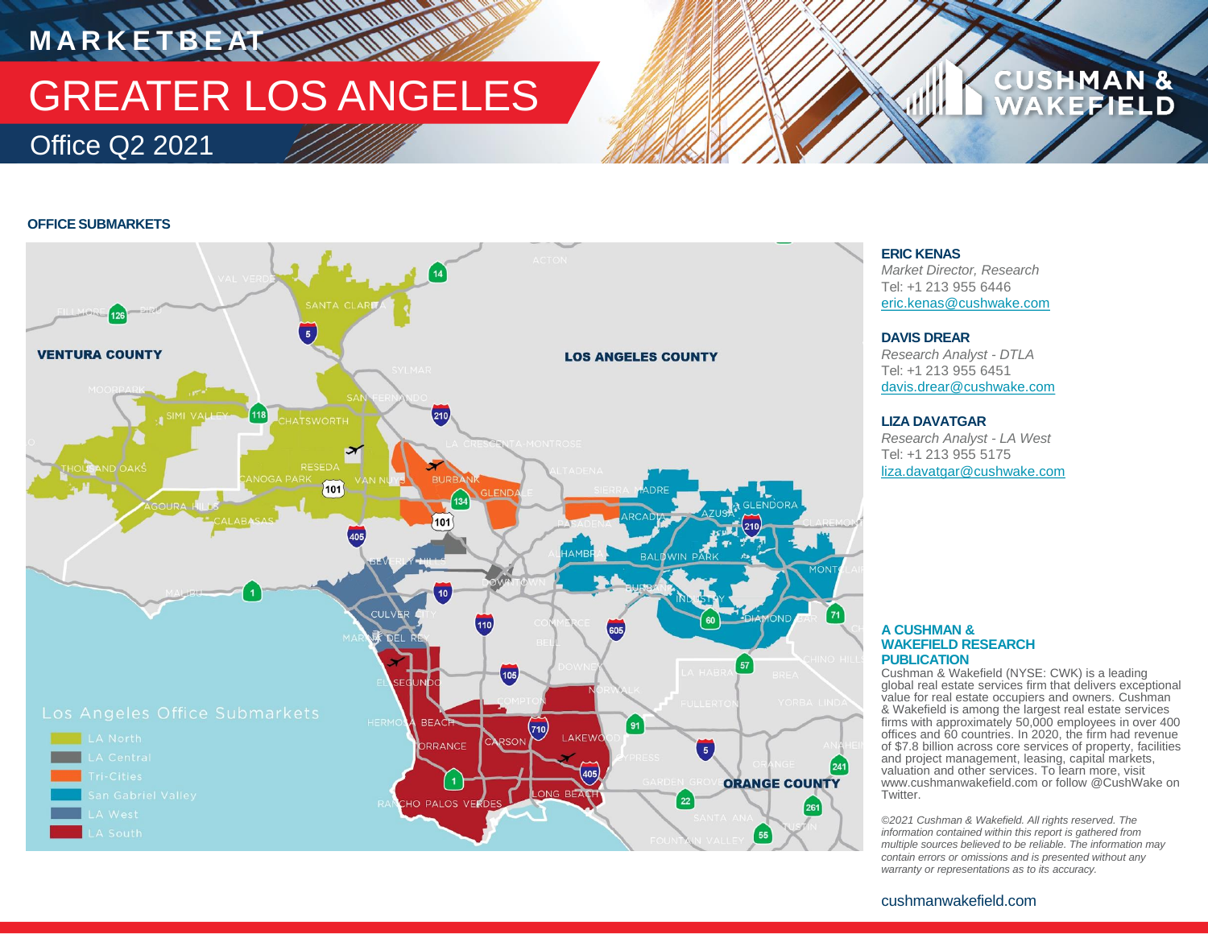MARKETBEAT

# GREATER LOS ANGELES

Office Q2 2021

**OFFICE SUBMARKETS**

VENTURA COUNTY

LOS ANGELES COUNTY

ORANGE COUNTY

Los Angeles Office Submarkets

LA North

LA Central

Tri-Cities

San Gabriel Valley

LA West

LA South

**ERIC KENAS**
*Market Director, Research*
Tel: +1 213 955 6446
eric.kenas@cushwake.com

**DAVIS DREAR**
*Research Analyst - DTLA*
Tel: +1 213 955 6451
davis.drear@cushwake.com

**LIZA DAVATGAR**
*Research Analyst - LA West*
Tel: +1 213 955 5175
liza.davatgar@cushwake.com

**A CUSHMAN & WAKEFIELD RESEARCH PUBLICATION**

Cushman & Wakefield (NYSE: CWK) is a leading global real estate services firm that delivers exceptional value for real estate occupiers and owners. Cushman & Wakefield is among the largest real estate services firms with approximately 50,000 employees in over 400 offices and 60 countries. In 2020, the firm had revenue of $7.8 billion across core services of property, facilities and project management, leasing, capital markets, valuation and other services. To learn more, visit www.cushmanwakefield.com or follow @CushWake on Twitter.

*©2021 Cushman & Wakefield. All rights reserved. The information contained within this report is gathered from multiple sources believed to be reliable. The information may contain errors or omissions and is presented without any warranty or representations as to its accuracy.*

cushmanwakefield.com